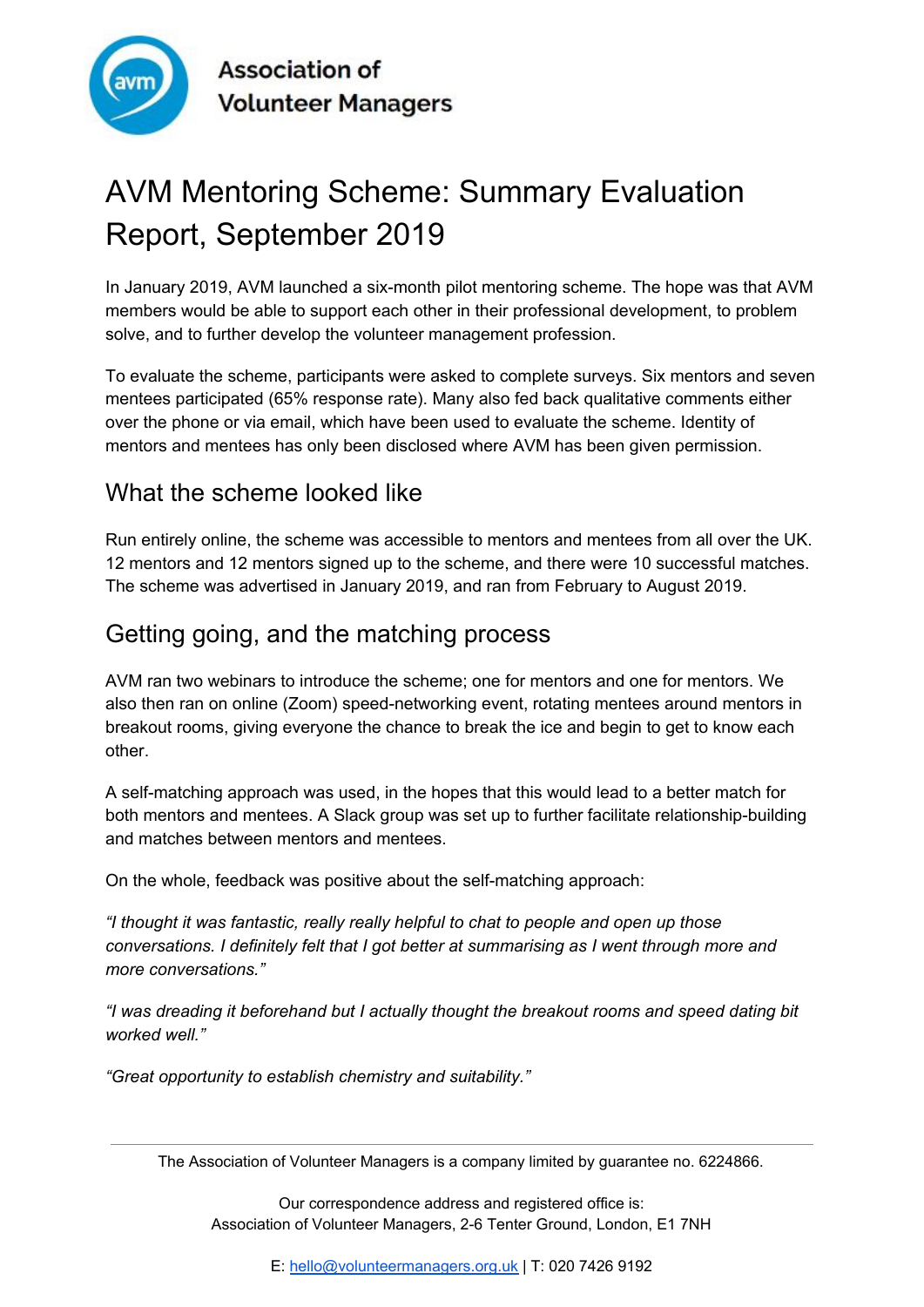Association of Volunteer Managers

# AVM Mentoring Scheme: Summary Evaluation Report, September 2019

In January 2019, AVM launched a six-month pilot mentoring scheme. The hope was that AVM members would be able to support each other in their professional development, to problem solve, and to further develop the volunteer management profession.

To evaluate the scheme, participants were asked to complete surveys. Six mentors and seven mentees participated (65% response rate). Many also fed back qualitative comments either over the phone or via email, which have been used to evaluate the scheme. Identity of mentors and mentees has only been disclosed where AVM has been given permission.

## What the scheme looked like

Run entirely online, the scheme was accessible to mentors and mentees from all over the UK. 12 mentors and 12 mentors signed up to the scheme, and there were 10 successful matches. The scheme was advertised in January 2019, and ran from February to August 2019.

## Getting going, and the matching process

AVM ran two webinars to introduce the scheme; one for mentors and one for mentors. We also then ran on online (Zoom) speed-networking event, rotating mentees around mentors in breakout rooms, giving everyone the chance to break the ice and begin to get to know each other.

A self-matching approach was used, in the hopes that this would lead to a better match for both mentors and mentees. A Slack group was set up to further facilitate relationship-building and matches between mentors and mentees.

On the whole, feedback was positive about the self-matching approach:

*"I thought it was fantastic, really really helpful to chat to people and open up those conversations. I definitely felt that I got better at summarising as I went through more and more conversations."*

*"I was dreading it beforehand but I actually thought the breakout rooms and speed dating bit worked well."*

*"Great opportunity to establish chemistry and suitability."*

The Association of Volunteer Managers is a company limited by guarantee no. 6224866.

Our correspondence address and registered office is:
Association of Volunteer Managers, 2-6 Tenter Ground, London, E1 7NH

E: hello@volunteermanagers.org.uk | T: 020 7426 9192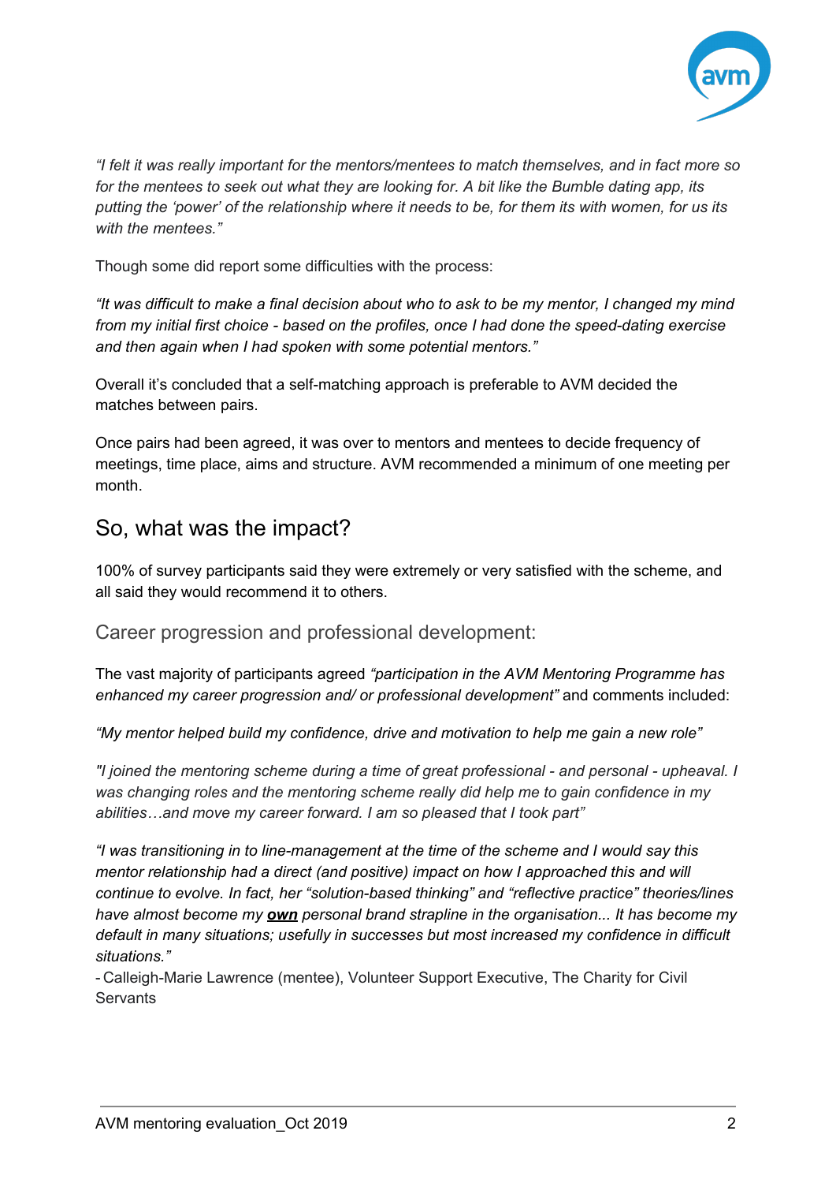*"I felt it was really important for the mentors/mentees to match themselves, and in fact more so for the mentees to seek out what they are looking for. A bit like the Bumble dating app, its putting the 'power' of the relationship where it needs to be, for them its with women, for us its with the mentees."*

Though some did report some difficulties with the process:

*"It was difficult to make a final decision about who to ask to be my mentor, I changed my mind from my initial first choice - based on the profiles, once I had done the speed-dating exercise and then again when I had spoken with some potential mentors."*

Overall it's concluded that a self-matching approach is preferable to AVM decided the matches between pairs.

Once pairs had been agreed, it was over to mentors and mentees to decide frequency of meetings, time place, aims and structure. AVM recommended a minimum of one meeting per month.

## So, what was the impact?

100% of survey participants said they were extremely or very satisfied with the scheme, and all said they would recommend it to others.

### Career progression and professional development:

The vast majority of participants agreed *"participation in the AVM Mentoring Programme has enhanced my career progression and/ or professional development"* and comments included:

*"My mentor helped build my confidence, drive and motivation to help me gain a new role"*

*"I joined the mentoring scheme during a time of great professional - and personal - upheaval. I was changing roles and the mentoring scheme really did help me to gain confidence in my abilities…and move my career forward. I am so pleased that I took part"*

*"I was transitioning in to line-management at the time of the scheme and I would say this mentor relationship had a direct (and positive) impact on how I approached this and will continue to evolve. In fact, her "solution-based thinking" and "reflective practice" theories/lines have almost become my **own** personal brand strapline in the organisation... It has become my default in many situations; usefully in successes but most increased my confidence in difficult situations."*

- Calleigh-Marie Lawrence (mentee), Volunteer Support Executive, The Charity for Civil Servants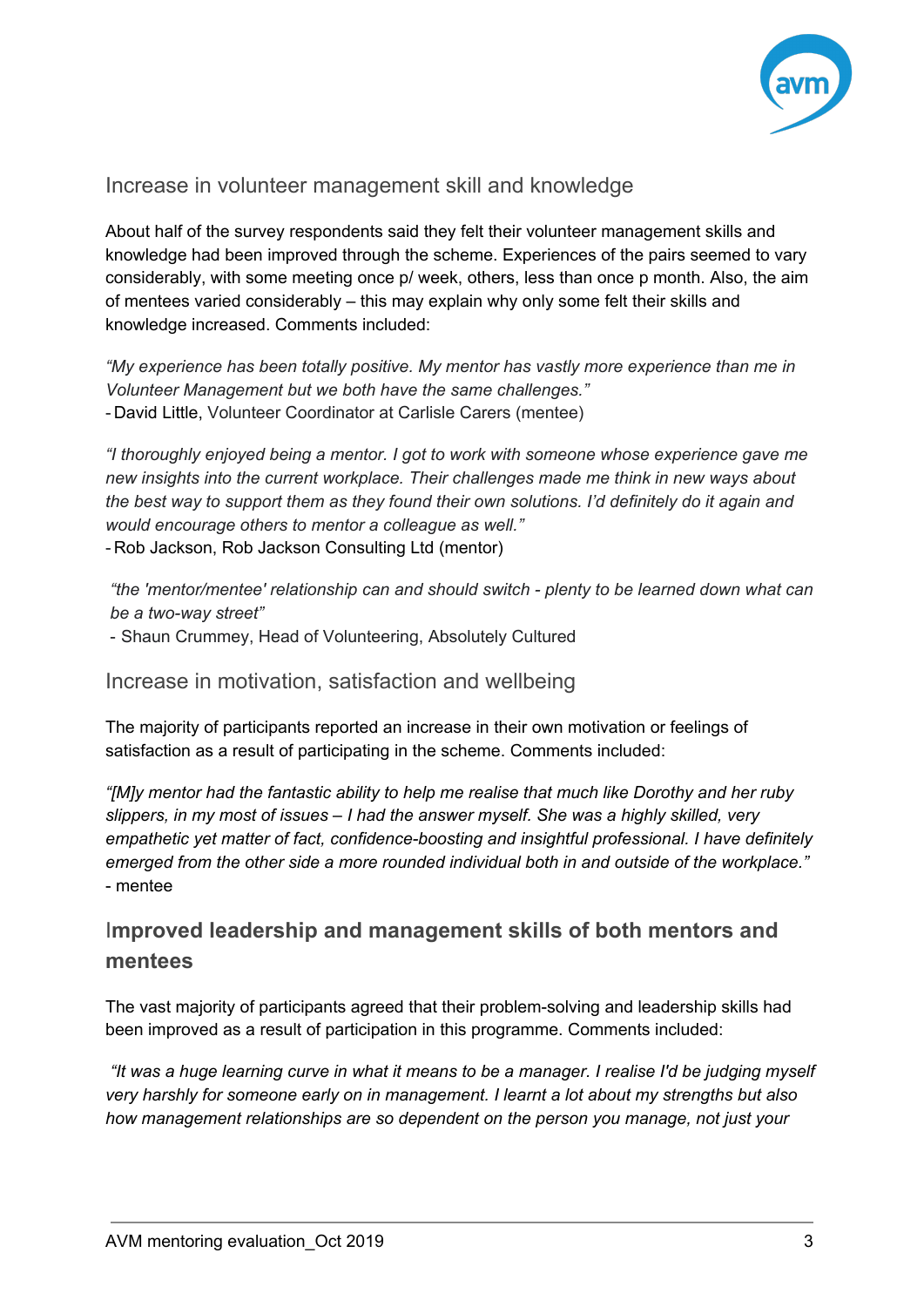## Increase in volunteer management skill and knowledge

About half of the survey respondents said they felt their volunteer management skills and knowledge had been improved through the scheme. Experiences of the pairs seemed to vary considerably, with some meeting once p/ week, others, less than once p month. Also, the aim of mentees varied considerably – this may explain why only some felt their skills and knowledge increased. Comments included:

*"My experience has been totally positive. My mentor has vastly more experience than me in Volunteer Management but we both have the same challenges."*
- David Little, Volunteer Coordinator at Carlisle Carers (mentee)

*"I thoroughly enjoyed being a mentor. I got to work with someone whose experience gave me new insights into the current workplace. Their challenges made me think in new ways about the best way to support them as they found their own solutions. I'd definitely do it again and would encourage others to mentor a colleague as well."*
- Rob Jackson, Rob Jackson Consulting Ltd (mentor)

*"the 'mentor/mentee' relationship can and should switch - plenty to be learned down what can be a two-way street"*
- Shaun Crummey, Head of Volunteering, Absolutely Cultured

## Increase in motivation, satisfaction and wellbeing

The majority of participants reported an increase in their own motivation or feelings of satisfaction as a result of participating in the scheme. Comments included:

*"[M]y mentor had the fantastic ability to help me realise that much like Dorothy and her ruby slippers, in my most of issues – I had the answer myself. She was a highly skilled, very empathetic yet matter of fact, confidence-boosting and insightful professional. I have definitely emerged from the other side a more rounded individual both in and outside of the workplace."*
- mentee

## Improved leadership and management skills of both mentors and mentees

The vast majority of participants agreed that their problem-solving and leadership skills had been improved as a result of participation in this programme. Comments included:

*"It was a huge learning curve in what it means to be a manager. I realise I'd be judging myself very harshly for someone early on in management. I learnt a lot about my strengths but also how management relationships are so dependent on the person you manage, not just your*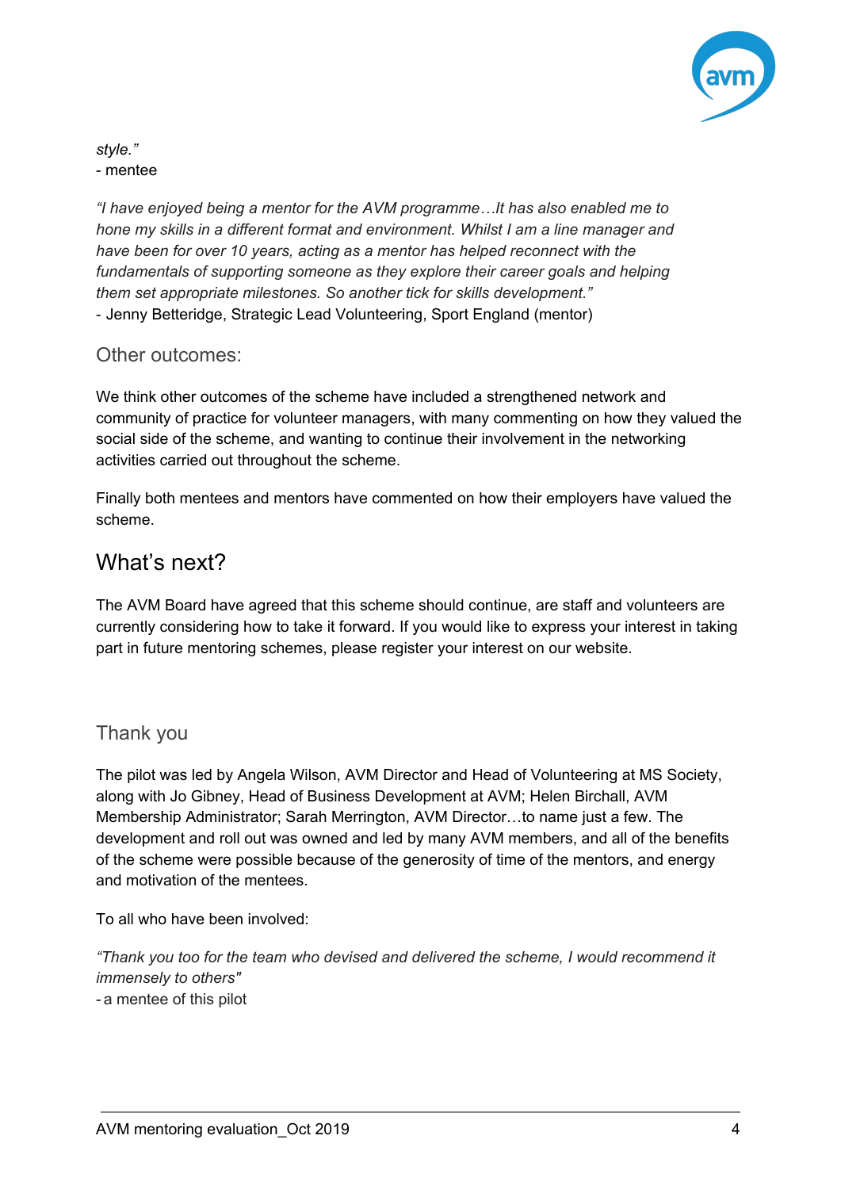*style."*
\- mentee

*"I have enjoyed being a mentor for the AVM programme…It has also enabled me to hone my skills in a different format and environment. Whilst I am a line manager and have been for over 10 years, acting as a mentor has helped reconnect with the fundamentals of supporting someone as they explore their career goals and helping them set appropriate milestones. So another tick for skills development."*
\- Jenny Betteridge, Strategic Lead Volunteering, Sport England (mentor)

### Other outcomes:

We think other outcomes of the scheme have included a strengthened network and community of practice for volunteer managers, with many commenting on how they valued the social side of the scheme, and wanting to continue their involvement in the networking activities carried out throughout the scheme.

Finally both mentees and mentors have commented on how their employers have valued the scheme.

## What's next?

The AVM Board have agreed that this scheme should continue, are staff and volunteers are currently considering how to take it forward. If you would like to express your interest in taking part in future mentoring schemes, please register your interest on our website.

### Thank you

The pilot was led by Angela Wilson, AVM Director and Head of Volunteering at MS Society, along with Jo Gibney, Head of Business Development at AVM; Helen Birchall, AVM Membership Administrator; Sarah Merrington, AVM Director…to name just a few. The development and roll out was owned and led by many AVM members, and all of the benefits of the scheme were possible because of the generosity of time of the mentors, and energy and motivation of the mentees.

To all who have been involved:

*"Thank you too for the team who devised and delivered the scheme, I would recommend it immensely to others"*
\- a mentee of this pilot